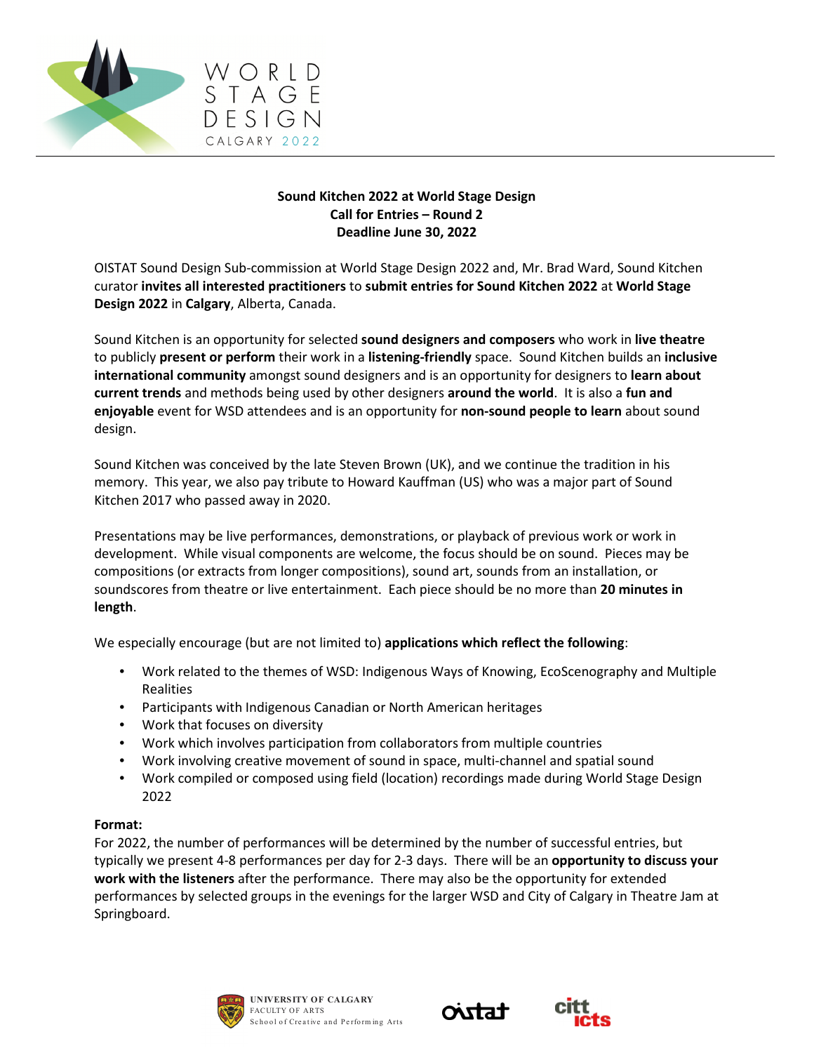## Sound Kitchen 2022 at World Stage Design
## Call for Entries – Round 2
## Deadline June 30, 2022

OISTAT Sound Design Sub-commission at World Stage Design 2022 and, Mr. Brad Ward, Sound Kitchen curator **invites all interested practitioners** to **submit entries for Sound Kitchen 2022** at **World Stage Design 2022** in **Calgary**, Alberta, Canada.

Sound Kitchen is an opportunity for selected **sound designers and composers** who work in **live theatre** to publicly **present or perform** their work in a **listening-friendly** space. Sound Kitchen builds an **inclusive international community** amongst sound designers and is an opportunity for designers to **learn about current trends** and methods being used by other designers **around the world**. It is also a **fun and enjoyable** event for WSD attendees and is an opportunity for **non-sound people to learn** about sound design.

Sound Kitchen was conceived by the late Steven Brown (UK), and we continue the tradition in his memory. This year, we also pay tribute to Howard Kauffman (US) who was a major part of Sound Kitchen 2017 who passed away in 2020.

Presentations may be live performances, demonstrations, or playback of previous work or work in development. While visual components are welcome, the focus should be on sound. Pieces may be compositions (or extracts from longer compositions), sound art, sounds from an installation, or soundscores from theatre or live entertainment. Each piece should be no more than **20 minutes in length**.

We especially encourage (but are not limited to) **applications which reflect the following**:

- Work related to the themes of WSD: Indigenous Ways of Knowing, EcoScenography and Multiple Realities
- Participants with Indigenous Canadian or North American heritages
- Work that focuses on diversity
- Work which involves participation from collaborators from multiple countries
- Work involving creative movement of sound in space, multi-channel and spatial sound
- Work compiled or composed using field (location) recordings made during World Stage Design 2022

**Format:**
For 2022, the number of performances will be determined by the number of successful entries, but typically we present 4-8 performances per day for 2-3 days. There will be an **opportunity to discuss your work with the listeners** after the performance. There may also be the opportunity for extended performances by selected groups in the evenings for the larger WSD and City of Calgary in Theatre Jam at Springboard.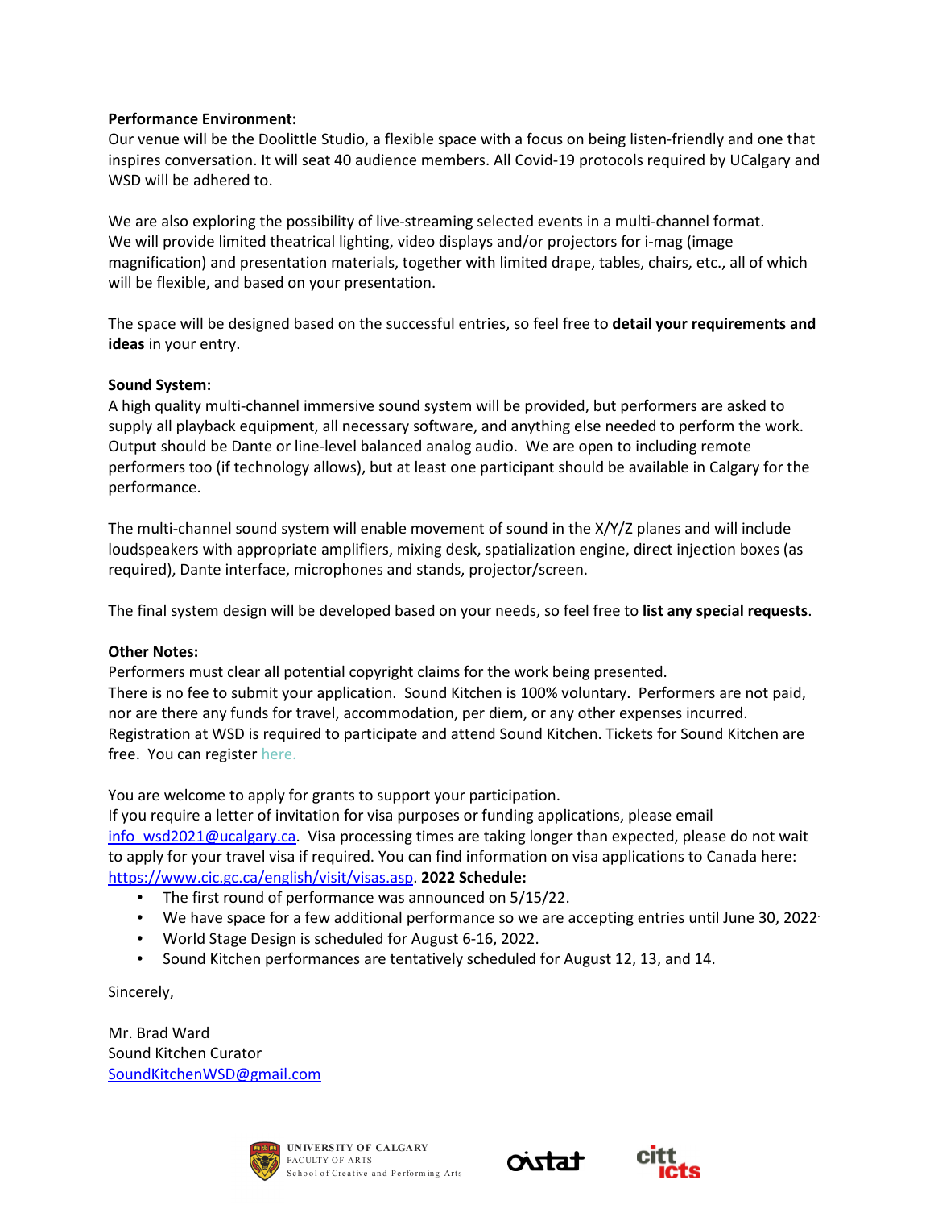**Performance Environment:**
Our venue will be the Doolittle Studio, a flexible space with a focus on being listen-friendly and one that inspires conversation. It will seat 40 audience members. All Covid-19 protocols required by UCalgary and WSD will be adhered to.

We are also exploring the possibility of live-streaming selected events in a multi-channel format. We will provide limited theatrical lighting, video displays and/or projectors for i-mag (image magnification) and presentation materials, together with limited drape, tables, chairs, etc., all of which will be flexible, and based on your presentation.

The space will be designed based on the successful entries, so feel free to **detail your requirements and ideas** in your entry.

**Sound System:**
A high quality multi-channel immersive sound system will be provided, but performers are asked to supply all playback equipment, all necessary software, and anything else needed to perform the work. Output should be Dante or line-level balanced analog audio. We are open to including remote performers too (if technology allows), but at least one participant should be available in Calgary for the performance.

The multi-channel sound system will enable movement of sound in the X/Y/Z planes and will include loudspeakers with appropriate amplifiers, mixing desk, spatialization engine, direct injection boxes (as required), Dante interface, microphones and stands, projector/screen.

The final system design will be developed based on your needs, so feel free to **list any special requests**.

**Other Notes:**
Performers must clear all potential copyright claims for the work being presented.
There is no fee to submit your application. Sound Kitchen is 100% voluntary. Performers are not paid, nor are there any funds for travel, accommodation, per diem, or any other expenses incurred.
Registration at WSD is required to participate and attend Sound Kitchen. Tickets for Sound Kitchen are free. You can register here.

You are welcome to apply for grants to support your participation.
If you require a letter of invitation for visa purposes or funding applications, please email info_wsd2021@ucalgary.ca. Visa processing times are taking longer than expected, please do not wait to apply for your travel visa if required. You can find information on visa applications to Canada here: https://www.cic.gc.ca/english/visit/visas.asp. **2022 Schedule:**

- The first round of performance was announced on 5/15/22.
- We have space for a few additional performance so we are accepting entries until June 30, 2022.
- World Stage Design is scheduled for August 6-16, 2022.
- Sound Kitchen performances are tentatively scheduled for August 12, 13, and 14.

Sincerely,

Mr. Brad Ward
Sound Kitchen Curator
SoundKitchenWSD@gmail.com

UNIVERSITY OF CALGARY
FACULTY OF ARTS
School of Creative and Performing Arts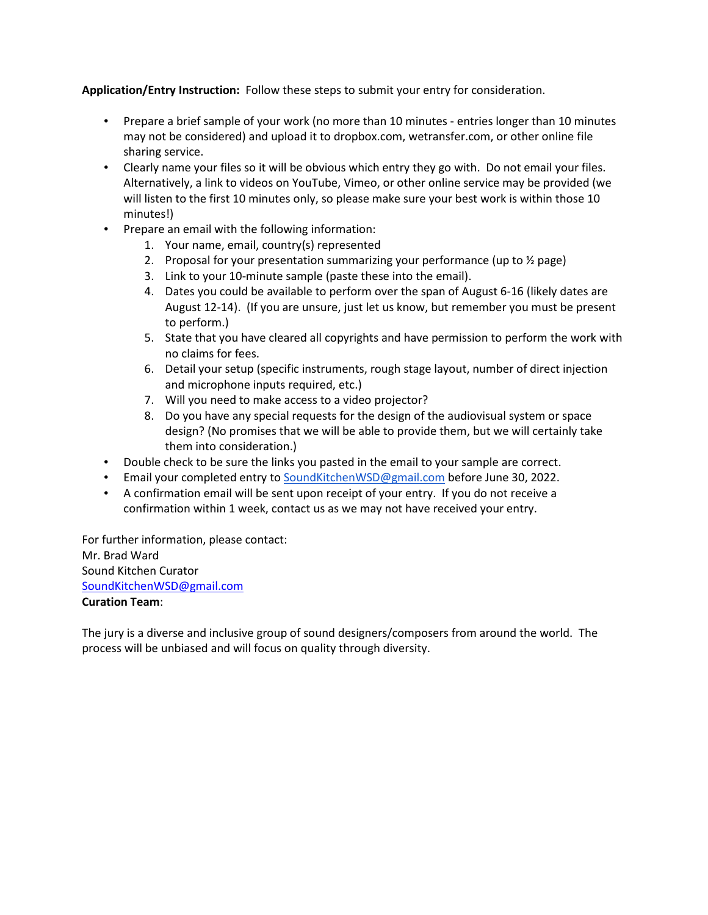**Application/Entry Instruction:** Follow these steps to submit your entry for consideration.

- Prepare a brief sample of your work (no more than 10 minutes - entries longer than 10 minutes may not be considered) and upload it to dropbox.com, wetransfer.com, or other online file sharing service.
- Clearly name your files so it will be obvious which entry they go with. Do not email your files. Alternatively, a link to videos on YouTube, Vimeo, or other online service may be provided (we will listen to the first 10 minutes only, so please make sure your best work is within those 10 minutes!)
- Prepare an email with the following information:
    1. Your name, email, country(s) represented
    2. Proposal for your presentation summarizing your performance (up to ½ page)
    3. Link to your 10-minute sample (paste these into the email).
    4. Dates you could be available to perform over the span of August 6-16 (likely dates are August 12-14). (If you are unsure, just let us know, but remember you must be present to perform.)
    5. State that you have cleared all copyrights and have permission to perform the work with no claims for fees.
    6. Detail your setup (specific instruments, rough stage layout, number of direct injection and microphone inputs required, etc.)
    7. Will you need to make access to a video projector?
    8. Do you have any special requests for the design of the audiovisual system or space design? (No promises that we will be able to provide them, but we will certainly take them into consideration.)
- Double check to be sure the links you pasted in the email to your sample are correct.
- Email your completed entry to SoundKitchenWSD@gmail.com before June 30, 2022.
- A confirmation email will be sent upon receipt of your entry. If you do not receive a confirmation within 1 week, contact us as we may not have received your entry.

For further information, please contact:
Mr. Brad Ward
Sound Kitchen Curator
SoundKitchenWSD@gmail.com
**Curation Team**:

The jury is a diverse and inclusive group of sound designers/composers from around the world. The process will be unbiased and will focus on quality through diversity.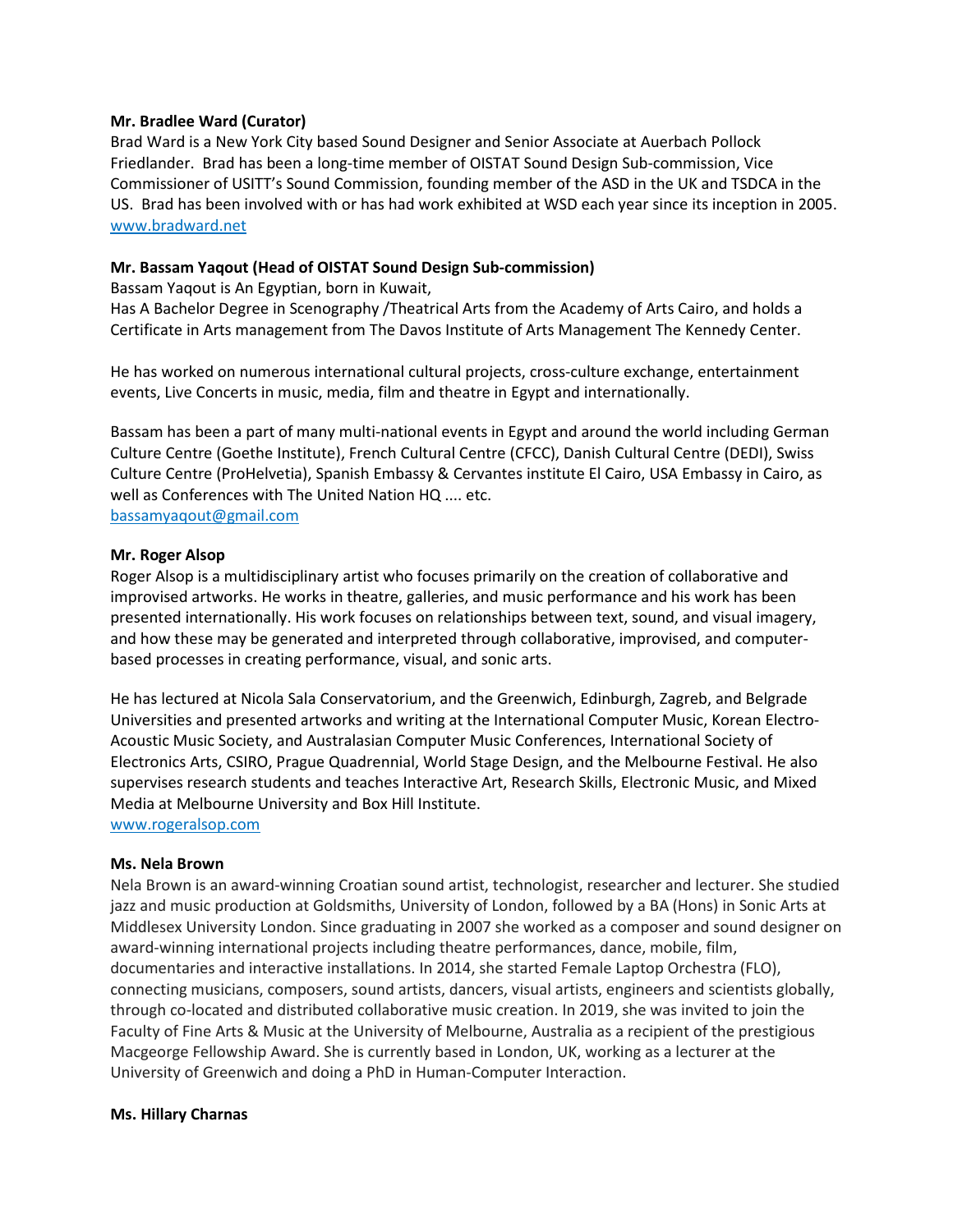**Mr. Bradlee Ward (Curator)**
Brad Ward is a New York City based Sound Designer and Senior Associate at Auerbach Pollock Friedlander. Brad has been a long-time member of OISTAT Sound Design Sub-commission, Vice Commissioner of USITT's Sound Commission, founding member of the ASD in the UK and TSDCA in the US. Brad has been involved with or has had work exhibited at WSD each year since its inception in 2005.
[www.bradward.net](http://www.bradward.net)

**Mr. Bassam Yaqout (Head of OISTAT Sound Design Sub-commission)**
Bassam Yaqout is An Egyptian, born in Kuwait,
Has A Bachelor Degree in Scenography /Theatrical Arts from the Academy of Arts Cairo, and holds a Certificate in Arts management from The Davos Institute of Arts Management The Kennedy Center.

He has worked on numerous international cultural projects, cross-culture exchange, entertainment events, Live Concerts in music, media, film and theatre in Egypt and internationally.

Bassam has been a part of many multi-national events in Egypt and around the world including German Culture Centre (Goethe Institute), French Cultural Centre (CFCC), Danish Cultural Centre (DEDI), Swiss Culture Centre (ProHelvetia), Spanish Embassy & Cervantes institute El Cairo, USA Embassy in Cairo, as well as Conferences with The United Nation HQ .... etc.
[bassamyaqout@gmail.com](mailto:bassamyaqout@gmail.com)

**Mr. Roger Alsop**
Roger Alsop is a multidisciplinary artist who focuses primarily on the creation of collaborative and improvised artworks. He works in theatre, galleries, and music performance and his work has been presented internationally. His work focuses on relationships between text, sound, and visual imagery, and how these may be generated and interpreted through collaborative, improvised, and computer-based processes in creating performance, visual, and sonic arts.

He has lectured at Nicola Sala Conservatorium, and the Greenwich, Edinburgh, Zagreb, and Belgrade Universities and presented artworks and writing at the International Computer Music, Korean Electro-Acoustic Music Society, and Australasian Computer Music Conferences, International Society of Electronics Arts, CSIRO, Prague Quadrennial, World Stage Design, and the Melbourne Festival. He also supervises research students and teaches Interactive Art, Research Skills, Electronic Music, and Mixed Media at Melbourne University and Box Hill Institute.
[www.rogeralsop.com](http://www.rogeralsop.com)

**Ms. Nela Brown**
Nela Brown is an award-winning Croatian sound artist, technologist, researcher and lecturer. She studied jazz and music production at Goldsmiths, University of London, followed by a BA (Hons) in Sonic Arts at Middlesex University London. Since graduating in 2007 she worked as a composer and sound designer on award-winning international projects including theatre performances, dance, mobile, film, documentaries and interactive installations. In 2014, she started Female Laptop Orchestra (FLO), connecting musicians, composers, sound artists, dancers, visual artists, engineers and scientists globally, through co-located and distributed collaborative music creation. In 2019, she was invited to join the Faculty of Fine Arts & Music at the University of Melbourne, Australia as a recipient of the prestigious Macgeorge Fellowship Award. She is currently based in London, UK, working as a lecturer at the University of Greenwich and doing a PhD in Human-Computer Interaction.

**Ms. Hillary Charnas**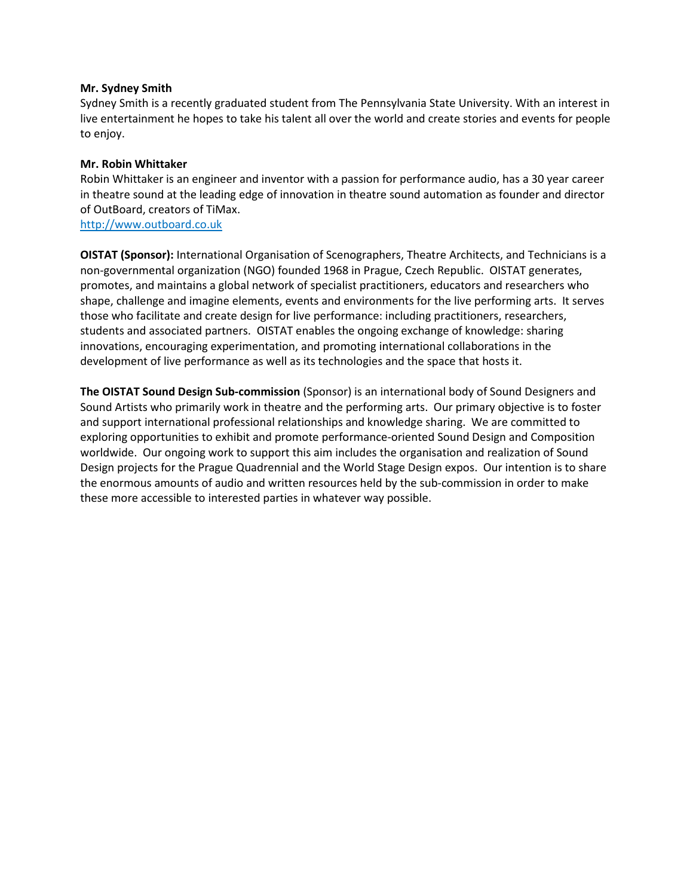**Mr. Sydney Smith**
Sydney Smith is a recently graduated student from The Pennsylvania State University. With an interest in live entertainment he hopes to take his talent all over the world and create stories and events for people to enjoy.

**Mr. Robin Whittaker**
Robin Whittaker is an engineer and inventor with a passion for performance audio, has a 30 year career in theatre sound at the leading edge of innovation in theatre sound automation as founder and director of OutBoard, creators of TiMax.
[http://www.outboard.co.uk](http://www.outboard.co.uk)

**OISTAT (Sponsor):** International Organisation of Scenographers, Theatre Architects, and Technicians is a non-governmental organization (NGO) founded 1968 in Prague, Czech Republic. OISTAT generates, promotes, and maintains a global network of specialist practitioners, educators and researchers who shape, challenge and imagine elements, events and environments for the live performing arts. It serves those who facilitate and create design for live performance: including practitioners, researchers, students and associated partners. OISTAT enables the ongoing exchange of knowledge: sharing innovations, encouraging experimentation, and promoting international collaborations in the development of live performance as well as its technologies and the space that hosts it.

**The OISTAT Sound Design Sub-commission** (Sponsor) is an international body of Sound Designers and Sound Artists who primarily work in theatre and the performing arts. Our primary objective is to foster and support international professional relationships and knowledge sharing. We are committed to exploring opportunities to exhibit and promote performance-oriented Sound Design and Composition worldwide. Our ongoing work to support this aim includes the organisation and realization of Sound Design projects for the Prague Quadrennial and the World Stage Design expos. Our intention is to share the enormous amounts of audio and written resources held by the sub-commission in order to make these more accessible to interested parties in whatever way possible.